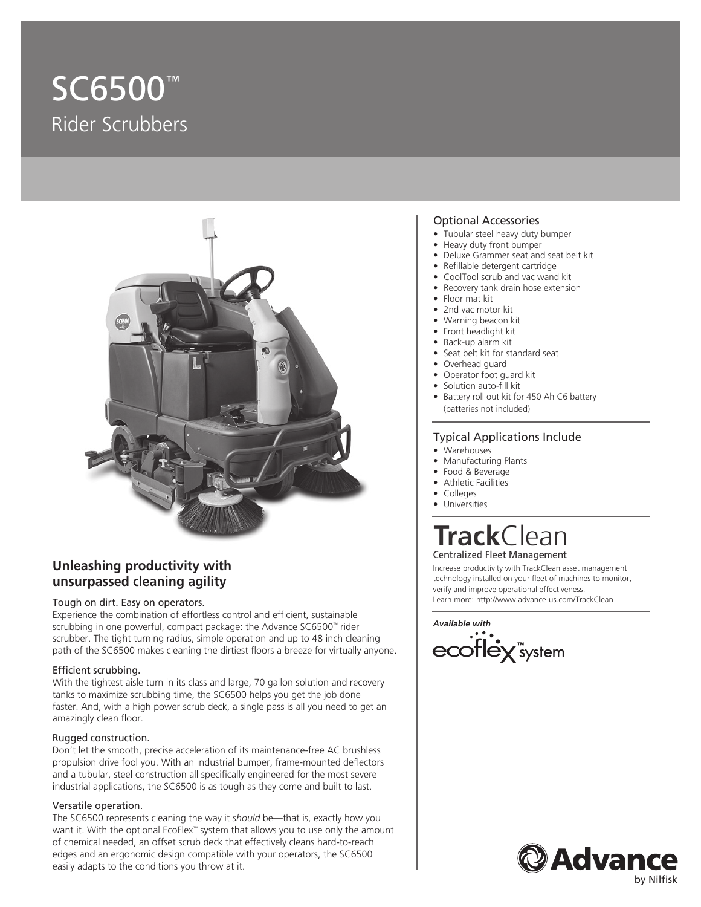# SC6500™

## Rider Scrubbers

### Unleashing productivity with unsurpassed cleaning agility

#### Tough on dirt. Easy on operators.

Experience the combination of effortless control and efficient, sustainable scrubbing in one powerful, compact package: the Advance SC6500™ rider scrubber. The tight turning radius, simple operation and up to 48 inch cleaning path of the SC6500 makes cleaning the dirtiest floors a breeze for virtually anyone.

#### Efficient scrubbing.

With the tightest aisle turn in its class and large, 70 gallon solution and recovery tanks to maximize scrubbing time, the SC6500 helps you get the job done faster. And, with a high power scrub deck, a single pass is all you need to get an amazingly clean floor.

#### Rugged construction.

Don't let the smooth, precise acceleration of its maintenance-free AC brushless propulsion drive fool you. With an industrial bumper, frame-mounted deflectors and a tubular, steel construction all specifically engineered for the most severe industrial applications, the SC6500 is as tough as they come and built to last.

#### Versatile operation.

The SC6500 represents cleaning the way it *should* be—that is, exactly how you want it. With the optional EcoFlex™ system that allows you to use only the amount of chemical needed, an offset scrub deck that effectively cleans hard-to-reach edges and an ergonomic design compatible with your operators, the SC6500 easily adapts to the conditions you throw at it.

### Optional Accessories

- Tubular steel heavy duty bumper
- Heavy duty front bumper
- Deluxe Grammer seat and seat belt kit
- Refillable detergent cartridge
- CoolTool scrub and vac wand kit
- Recovery tank drain hose extension
- Floor mat kit
- 2nd vac motor kit
- Warning beacon kit
- Front headlight kit
- Back-up alarm kit
- Seat belt kit for standard seat
- Overhead guard
- Operator foot guard kit
- Solution auto-fill kit
- Battery roll out kit for 450 Ah C6 battery (batteries not included)

### Typical Applications Include

- Warehouses
- Manufacturing Plants
- Food & Beverage
- Athletic Facilities
- Colleges
- Universities

### TrackClean

Centralized Fleet Management

Increase productivity with TrackClean asset management technology installed on your fleet of machines to monitor, verify and improve operational effectiveness.
Learn more: http://www.advance-us.com/TrackClean

***Available with***

ecoflex™ system

Advance by Nilfisk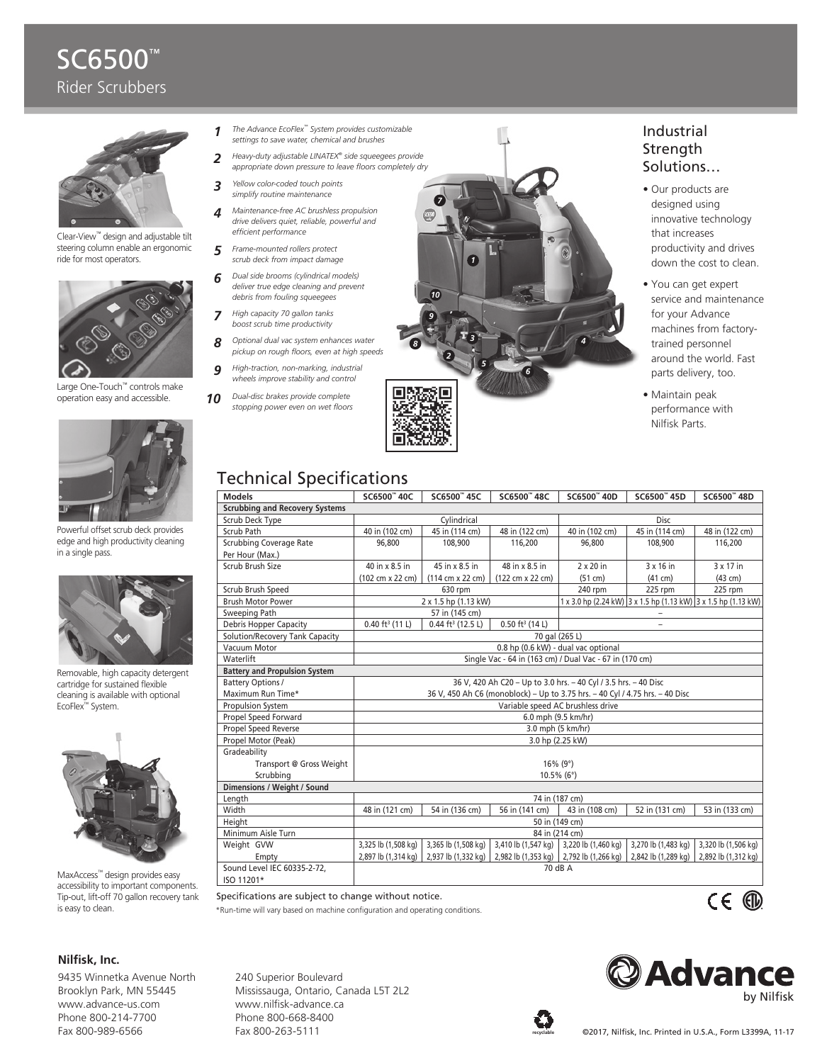# SC6500™

## Rider Scrubbers

Clear-View™ design and adjustable tilt steering column enable an ergonomic ride for most operators.

Large One-Touch™ controls make operation easy and accessible.

Powerful offset scrub deck provides edge and high productivity cleaning in a single pass.

Removable, high capacity detergent cartridge for sustained flexible cleaning is available with optional EcoFlex™ System.

MaxAccess™ design provides easy accessibility to important components. Tip-out, lift-off 70 gallon recovery tank is easy to clean.

1. *The Advance EcoFlex™ System provides customizable settings to save water, chemical and brushes*
2. *Heavy-duty adjustable LINATEX® side squeegees provide appropriate down pressure to leave floors completely dry*
3. *Yellow color-coded touch points simplify routine maintenance*
4. *Maintenance-free AC brushless propulsion drive delivers quiet, reliable, powerful and efficient performance*
5. *Frame-mounted rollers protect scrub deck from impact damage*
6. *Dual side brooms (cylindrical models) deliver true edge cleaning and prevent debris from fouling squeegees*
7. *High capacity 70 gallon tanks boost scrub time productivity*
8. *Optional dual vac system enhances water pickup on rough floors, even at high speeds*
9. *High-traction, non-marking, industrial wheels improve stability and control*
10. *Dual-disc brakes provide complete stopping power even on wet floors*

## Industrial Strength Solutions…

- Our products are designed using innovative technology that increases productivity and drives down the cost to clean.
- You can get expert service and maintenance for your Advance machines from factory-trained personnel around the world. Fast parts delivery, too.
- Maintain peak performance with Nilfisk Parts.

## Technical Specifications

| Models | SC6500™ 40C | SC6500™ 45C | SC6500™ 48C | SC6500™ 40D | SC6500™ 45D | SC6500™ 48D |
|---|---|---|---|---|---|---|
| **Scrubbing and Recovery Systems** | | | | | | |
| Scrub Deck Type | Cylindrical | | | Disc | | |
| Scrub Path | 40 in (102 cm) | 45 in (114 cm) | 48 in (122 cm) | 40 in (102 cm) | 45 in (114 cm) | 48 in (122 cm) |
| Scrubbing Coverage Rate Per Hour (Max.) | 96,800 | 108,900 | 116,200 | 96,800 | 108,900 | 116,200 |
| Scrub Brush Size | 40 in x 8.5 in (102 cm x 22 cm) | 45 in x 8.5 in (114 cm x 22 cm) | 48 in x 8.5 in (122 cm x 22 cm) | 2 x 20 in (51 cm) | 3 x 16 in (41 cm) | 3 x 17 in (43 cm) |
| Scrub Brush Speed | 630 rpm | | | 240 rpm | 225 rpm | 225 rpm |
| Brush Motor Power | 2 x 1.5 hp (1.13 kW) | | | 1 x 3.0 hp (2.24 kW) | 3 x 1.5 hp (1.13 kW) | 3 x 1.5 hp (1.13 kW) |
| Sweeping Path | 57 in (145 cm) | | | – | | |
| Debris Hopper Capacity | 0.40 ft³ (11 L) | 0.44 ft³ (12.5 L) | 0.50 ft³ (14 L) | – | | |
| Solution/Recovery Tank Capacity | 70 gal (265 L) | | | | | |
| Vacuum Motor | 0.8 hp (0.6 kW) - dual vac optional | | | | | |
| Waterlift | Single Vac - 64 in (163 cm) / Dual Vac - 67 in (170 cm) | | | | | |
| **Battery and Propulsion System** | | | | | | |
| Battery Options / Maximum Run Time* | 36 V, 420 Ah C20 – Up to 3.0 hrs. – 40 Cyl / 3.5 hrs. – 40 Disc<br>36 V, 450 Ah C6 (monoblock) – Up to 3.75 hrs. – 40 Cyl / 4.75 hrs. – 40 Disc | | | | | |
| Propulsion System | Variable speed AC brushless drive | | | | | |
| Propel Speed Forward | 6.0 mph (9.5 km/hr) | | | | | |
| Propel Speed Reverse | 3.0 mph (5 km/hr) | | | | | |
| Propel Motor (Peak) | 3.0 hp (2.25 kW) | | | | | |
| Gradeability | | | | | | |
| Transport @ Gross Weight | 16% (9°) | | | | | |
| Scrubbing | 10.5% (6°) | | | | | |
| **Dimensions / Weight / Sound** | | | | | | |
| Length | 74 in (187 cm) | | | | | |
| Width | 48 in (121 cm) | 54 in (136 cm) | 56 in (141 cm) | 43 in (108 cm) | 52 in (131 cm) | 53 in (133 cm) |
| Height | 50 in (149 cm) | | | | | |
| Minimum Aisle Turn | 84 in (214 cm) | | | | | |
| Weight GVW | 3,325 lb (1,508 kg) | 3,365 lb (1,508 kg) | 3,410 lb (1,547 kg) | 3,220 lb (1,460 kg) | 3,270 lb (1,483 kg) | 3,320 lb (1,506 kg) |
| Empty | 2,897 lb (1,314 kg) | 2,937 lb (1,332 kg) | 2,982 lb (1,353 kg) | 2,792 lb (1,266 kg) | 2,842 lb (1,289 kg) | 2,892 lb (1,312 kg) |
| Sound Level IEC 60335-2-72, ISO 11201* | 70 dB A | | | | | |

Specifications are subject to change without notice.

*Run-time will vary based on machine configuration and operating conditions.

**Nilfisk, Inc.**

9435 Winnetka Avenue North
Brooklyn Park, MN 55445
www.advance-us.com
Phone 800-214-7700
Fax 800-989-6566

240 Superior Boulevard
Mississauga, Ontario, Canada L5T 2L2
www.nilfisk-advance.ca
Phone 800-668-8400
Fax 800-263-5111

Advance by Nilfisk

©2017, Nilfisk, Inc. Printed in U.S.A., Form L3399A, 11-17